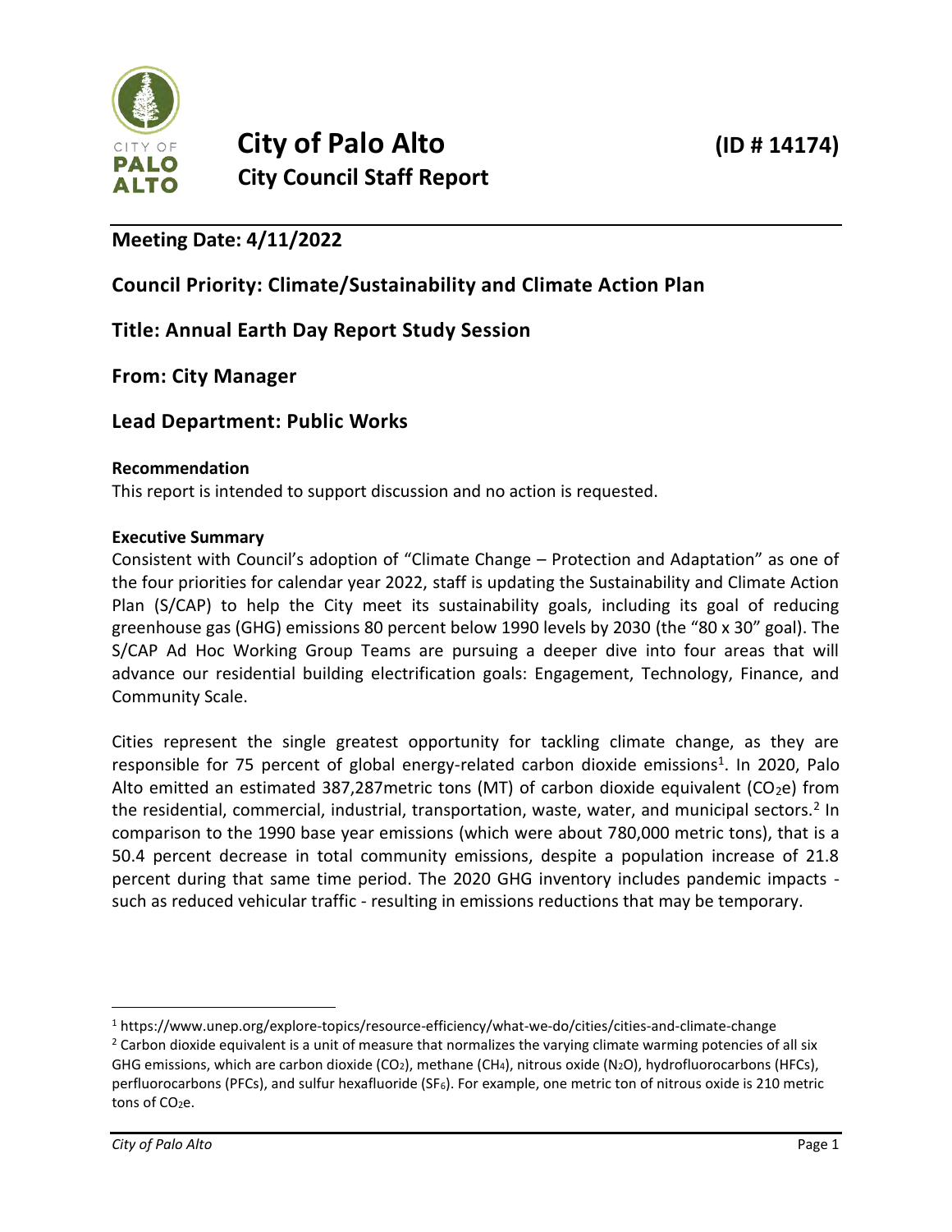# City of Palo Alto (ID # 14174)

## City Council Staff Report

### Meeting Date: 4/11/2022

### Council Priority: Climate/Sustainability and Climate Action Plan

### Title: Annual Earth Day Report Study Session

### From: City Manager

### Lead Department: Public Works

**Recommendation**

This report is intended to support discussion and no action is requested.

**Executive Summary**

Consistent with Council's adoption of "Climate Change – Protection and Adaptation" as one of the four priorities for calendar year 2022, staff is updating the Sustainability and Climate Action Plan (S/CAP) to help the City meet its sustainability goals, including its goal of reducing greenhouse gas (GHG) emissions 80 percent below 1990 levels by 2030 (the "80 x 30" goal). The S/CAP Ad Hoc Working Group Teams are pursuing a deeper dive into four areas that will advance our residential building electrification goals: Engagement, Technology, Finance, and Community Scale.

Cities represent the single greatest opportunity for tackling climate change, as they are responsible for 75 percent of global energy-related carbon dioxide emissions[1]. In 2020, Palo Alto emitted an estimated 387,287metric tons (MT) of carbon dioxide equivalent ($CO_2e$) from the residential, commercial, industrial, transportation, waste, water, and municipal sectors.[2] In comparison to the 1990 base year emissions (which were about 780,000 metric tons), that is a 50.4 percent decrease in total community emissions, despite a population increase of 21.8 percent during that same time period. The 2020 GHG inventory includes pandemic impacts - such as reduced vehicular traffic - resulting in emissions reductions that may be temporary.

---

[1] https://www.unep.org/explore-topics/resource-efficiency/what-we-do/cities/cities-and-climate-change

[2] Carbon dioxide equivalent is a unit of measure that normalizes the varying climate warming potencies of all six GHG emissions, which are carbon dioxide ($CO_2$), methane ($CH_4$), nitrous oxide ($N_2O$), hydrofluorocarbons (HFCs), perfluorocarbons (PFCs), and sulfur hexafluoride ($SF_6$). For example, one metric ton of nitrous oxide is 210 metric tons of $CO_2e$.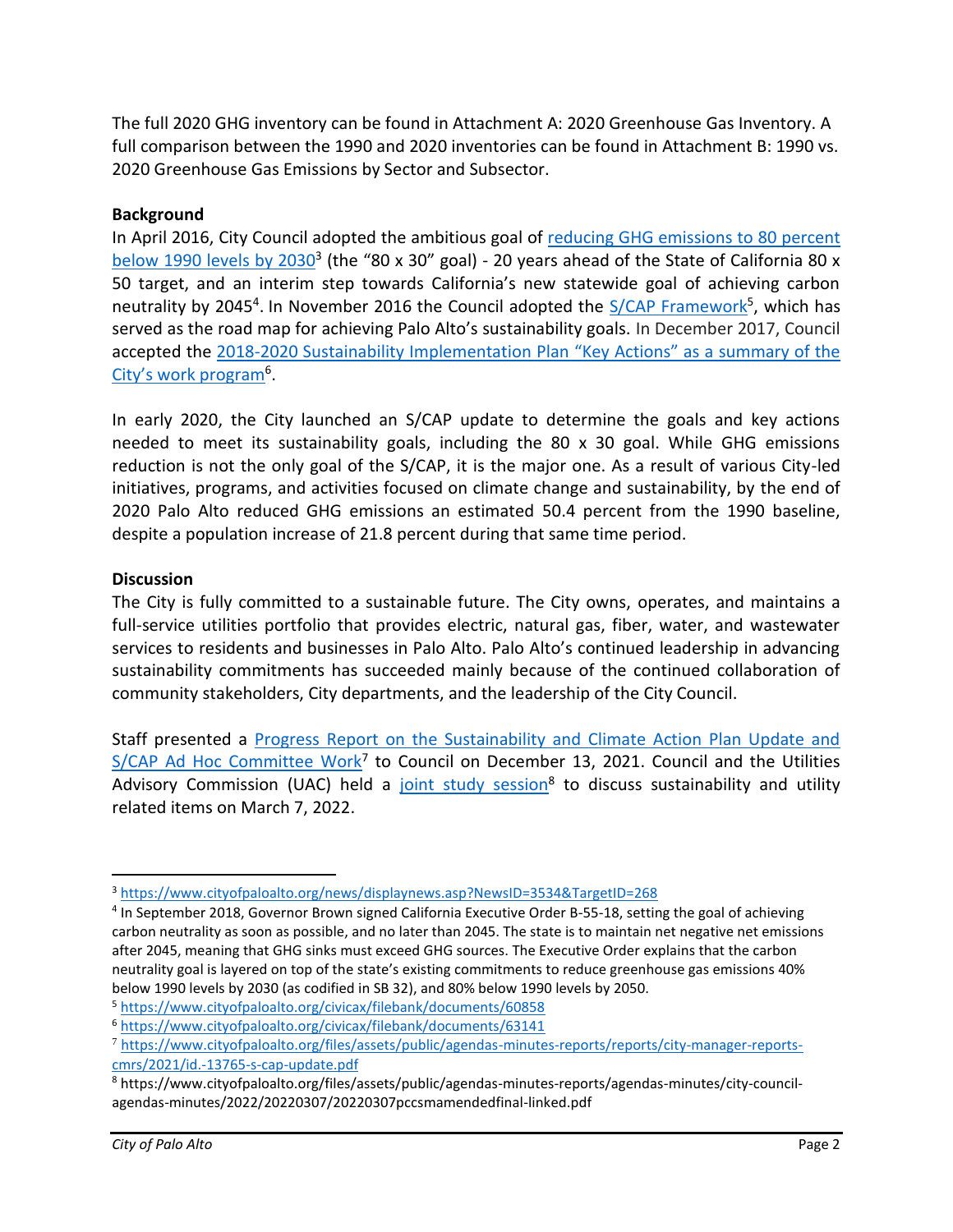The full 2020 GHG inventory can be found in Attachment A: 2020 Greenhouse Gas Inventory. A full comparison between the 1990 and 2020 inventories can be found in Attachment B: 1990 vs. 2020 Greenhouse Gas Emissions by Sector and Subsector.

**Background**

In April 2016, City Council adopted the ambitious goal of reducing GHG emissions to 80 percent below 1990 levels by 2030[3] (the "80 x 30" goal) - 20 years ahead of the State of California 80 x 50 target, and an interim step towards California's new statewide goal of achieving carbon neutrality by 2045[4]. In November 2016 the Council adopted the S/CAP Framework[5], which has served as the road map for achieving Palo Alto's sustainability goals. In December 2017, Council accepted the 2018-2020 Sustainability Implementation Plan "Key Actions" as a summary of the City's work program[6].

In early 2020, the City launched an S/CAP update to determine the goals and key actions needed to meet its sustainability goals, including the 80 x 30 goal. While GHG emissions reduction is not the only goal of the S/CAP, it is the major one. As a result of various City-led initiatives, programs, and activities focused on climate change and sustainability, by the end of 2020 Palo Alto reduced GHG emissions an estimated 50.4 percent from the 1990 baseline, despite a population increase of 21.8 percent during that same time period.

**Discussion**

The City is fully committed to a sustainable future. The City owns, operates, and maintains a full-service utilities portfolio that provides electric, natural gas, fiber, water, and wastewater services to residents and businesses in Palo Alto. Palo Alto's continued leadership in advancing sustainability commitments has succeeded mainly because of the continued collaboration of community stakeholders, City departments, and the leadership of the City Council.

Staff presented a Progress Report on the Sustainability and Climate Action Plan Update and S/CAP Ad Hoc Committee Work[7] to Council on December 13, 2021. Council and the Utilities Advisory Commission (UAC) held a joint study session[8] to discuss sustainability and utility related items on March 7, 2022.

---

[3] https://www.cityofpaloalto.org/news/displaynews.asp?NewsID=3534&TargetID=268

[4] In September 2018, Governor Brown signed California Executive Order B-55-18, setting the goal of achieving carbon neutrality as soon as possible, and no later than 2045. The state is to maintain net negative net emissions after 2045, meaning that GHG sinks must exceed GHG sources. The Executive Order explains that the carbon neutrality goal is layered on top of the state's existing commitments to reduce greenhouse gas emissions 40% below 1990 levels by 2030 (as codified in SB 32), and 80% below 1990 levels by 2050.

[5] https://www.cityofpaloalto.org/civicax/filebank/documents/60858

[6] https://www.cityofpaloalto.org/civicax/filebank/documents/63141

[7] https://www.cityofpaloalto.org/files/assets/public/agendas-minutes-reports/reports/city-manager-reports-cmrs/2021/id.-13765-s-cap-update.pdf

[8] https://www.cityofpaloalto.org/files/assets/public/agendas-minutes-reports/agendas-minutes/city-council-agendas-minutes/2022/20220307/20220307pccsmamendedfinal-linked.pdf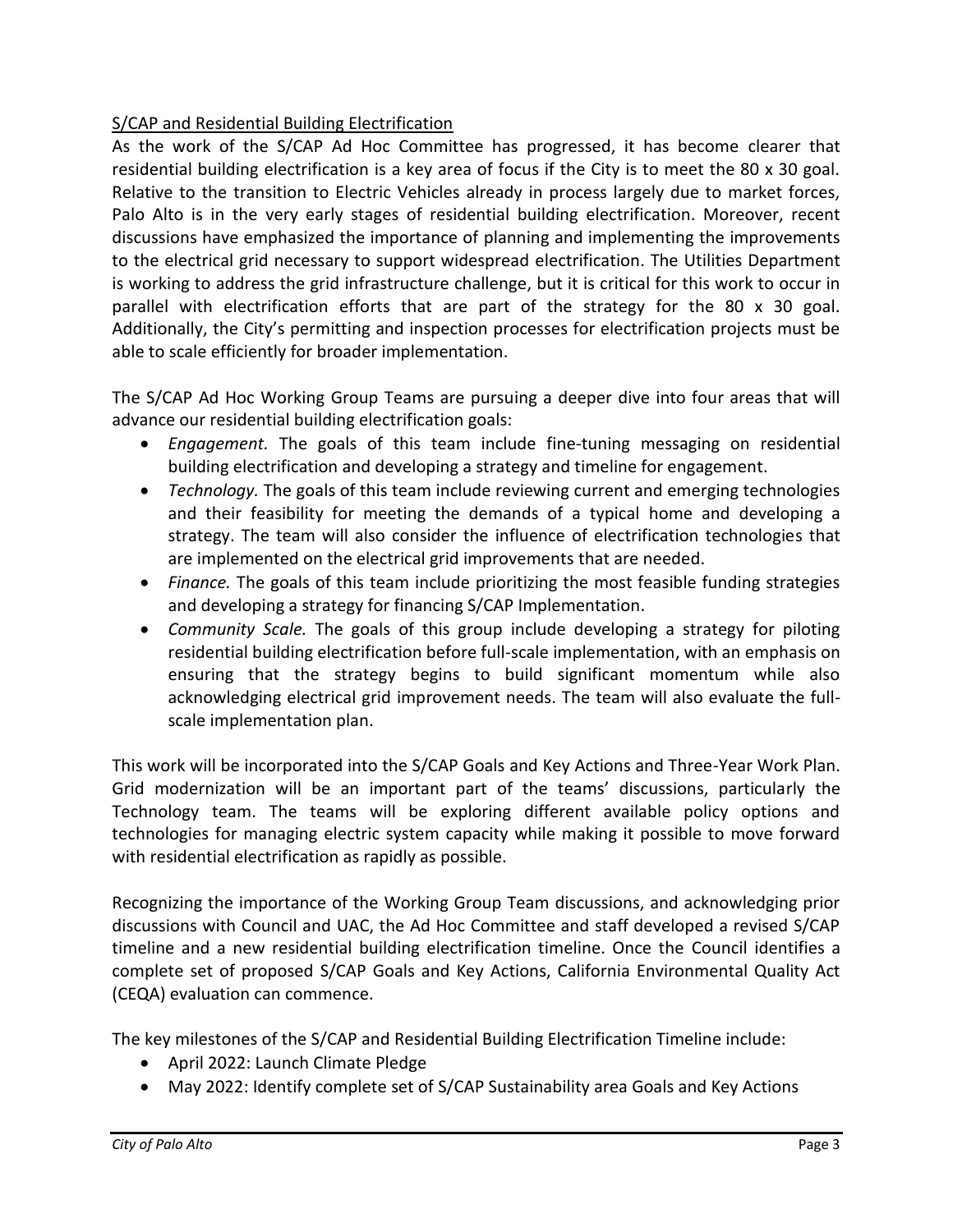<u>S/CAP and Residential Building Electrification</u>

As the work of the S/CAP Ad Hoc Committee has progressed, it has become clearer that residential building electrification is a key area of focus if the City is to meet the 80 x 30 goal. Relative to the transition to Electric Vehicles already in process largely due to market forces, Palo Alto is in the very early stages of residential building electrification. Moreover, recent discussions have emphasized the importance of planning and implementing the improvements to the electrical grid necessary to support widespread electrification. The Utilities Department is working to address the grid infrastructure challenge, but it is critical for this work to occur in parallel with electrification efforts that are part of the strategy for the 80 x 30 goal. Additionally, the City's permitting and inspection processes for electrification projects must be able to scale efficiently for broader implementation.

The S/CAP Ad Hoc Working Group Teams are pursuing a deeper dive into four areas that will advance our residential building electrification goals:

- *Engagement.* The goals of this team include fine-tuning messaging on residential building electrification and developing a strategy and timeline for engagement.
- *Technology.* The goals of this team include reviewing current and emerging technologies and their feasibility for meeting the demands of a typical home and developing a strategy. The team will also consider the influence of electrification technologies that are implemented on the electrical grid improvements that are needed.
- *Finance.* The goals of this team include prioritizing the most feasible funding strategies and developing a strategy for financing S/CAP Implementation.
- *Community Scale.* The goals of this group include developing a strategy for piloting residential building electrification before full-scale implementation, with an emphasis on ensuring that the strategy begins to build significant momentum while also acknowledging electrical grid improvement needs. The team will also evaluate the full-scale implementation plan.

This work will be incorporated into the S/CAP Goals and Key Actions and Three-Year Work Plan. Grid modernization will be an important part of the teams' discussions, particularly the Technology team. The teams will be exploring different available policy options and technologies for managing electric system capacity while making it possible to move forward with residential electrification as rapidly as possible.

Recognizing the importance of the Working Group Team discussions, and acknowledging prior discussions with Council and UAC, the Ad Hoc Committee and staff developed a revised S/CAP timeline and a new residential building electrification timeline. Once the Council identifies a complete set of proposed S/CAP Goals and Key Actions, California Environmental Quality Act (CEQA) evaluation can commence.

The key milestones of the S/CAP and Residential Building Electrification Timeline include:

- April 2022: Launch Climate Pledge
- May 2022: Identify complete set of S/CAP Sustainability area Goals and Key Actions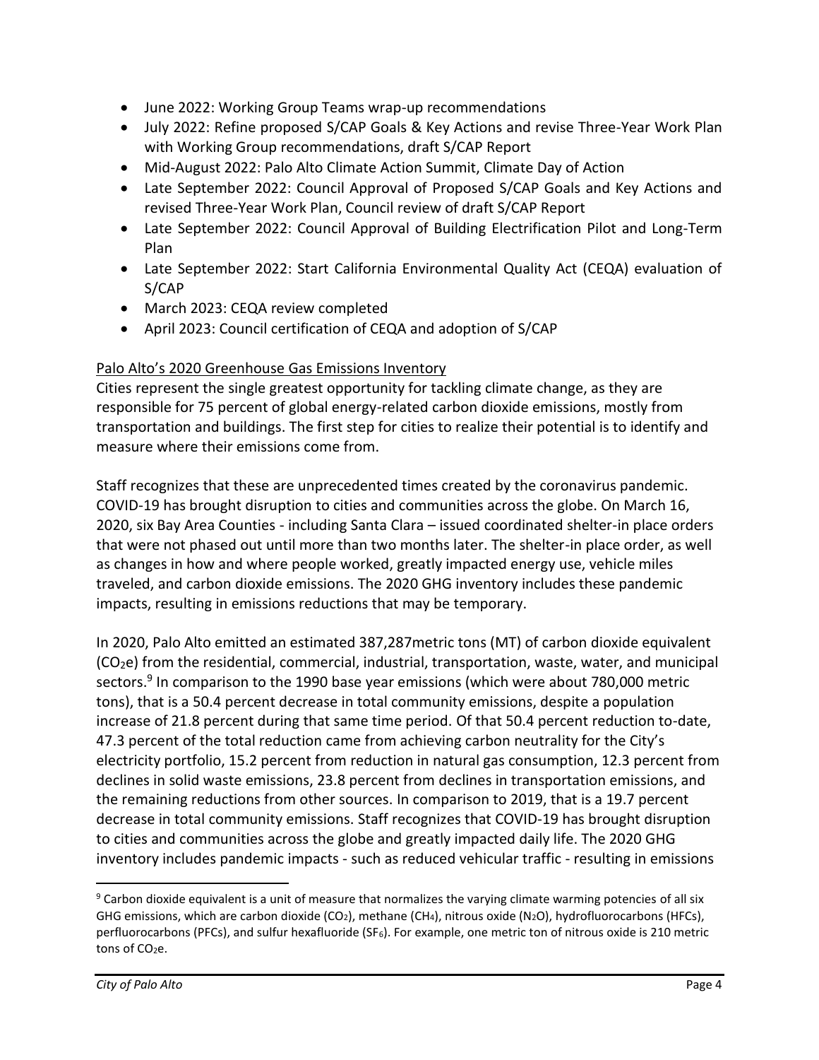- June 2022: Working Group Teams wrap-up recommendations
- July 2022: Refine proposed S/CAP Goals & Key Actions and revise Three-Year Work Plan with Working Group recommendations, draft S/CAP Report
- Mid-August 2022: Palo Alto Climate Action Summit, Climate Day of Action
- Late September 2022: Council Approval of Proposed S/CAP Goals and Key Actions and revised Three-Year Work Plan, Council review of draft S/CAP Report
- Late September 2022: Council Approval of Building Electrification Pilot and Long-Term Plan
- Late September 2022: Start California Environmental Quality Act (CEQA) evaluation of S/CAP
- March 2023: CEQA review completed
- April 2023: Council certification of CEQA and adoption of S/CAP

Palo Alto's 2020 Greenhouse Gas Emissions Inventory

Cities represent the single greatest opportunity for tackling climate change, as they are responsible for 75 percent of global energy-related carbon dioxide emissions, mostly from transportation and buildings. The first step for cities to realize their potential is to identify and measure where their emissions come from.

Staff recognizes that these are unprecedented times created by the coronavirus pandemic. COVID-19 has brought disruption to cities and communities across the globe. On March 16, 2020, six Bay Area Counties - including Santa Clara – issued coordinated shelter-in place orders that were not phased out until more than two months later. The shelter-in place order, as well as changes in how and where people worked, greatly impacted energy use, vehicle miles traveled, and carbon dioxide emissions. The 2020 GHG inventory includes these pandemic impacts, resulting in emissions reductions that may be temporary.

In 2020, Palo Alto emitted an estimated 387,287metric tons (MT) of carbon dioxide equivalent ($CO_2e$) from the residential, commercial, industrial, transportation, waste, water, and municipal sectors.[9] In comparison to the 1990 base year emissions (which were about 780,000 metric tons), that is a 50.4 percent decrease in total community emissions, despite a population increase of 21.8 percent during that same time period. Of that 50.4 percent reduction to-date, 47.3 percent of the total reduction came from achieving carbon neutrality for the City's electricity portfolio, 15.2 percent from reduction in natural gas consumption, 12.3 percent from declines in solid waste emissions, 23.8 percent from declines in transportation emissions, and the remaining reductions from other sources. In comparison to 2019, that is a 19.7 percent decrease in total community emissions. Staff recognizes that COVID-19 has brought disruption to cities and communities across the globe and greatly impacted daily life. The 2020 GHG inventory includes pandemic impacts - such as reduced vehicular traffic - resulting in emissions

[9] Carbon dioxide equivalent is a unit of measure that normalizes the varying climate warming potencies of all six GHG emissions, which are carbon dioxide ($CO_2$), methane ($CH_4$), nitrous oxide ($N_2O$), hydrofluorocarbons (HFCs), perfluorocarbons (PFCs), and sulfur hexafluoride ($SF_6$). For example, one metric ton of nitrous oxide is 210 metric tons of $CO_2e$.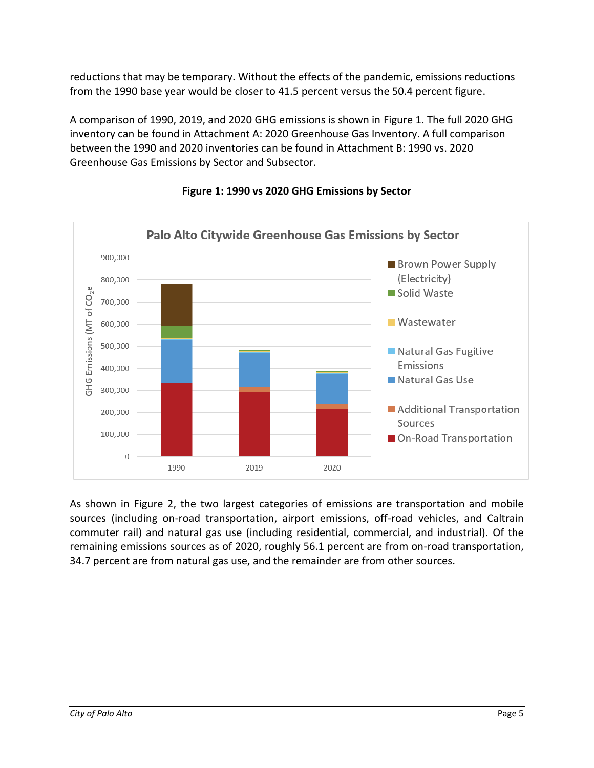reductions that may be temporary. Without the effects of the pandemic, emissions reductions from the 1990 base year would be closer to 41.5 percent versus the 50.4 percent figure.

A comparison of 1990, 2019, and 2020 GHG emissions is shown in Figure 1. The full 2020 GHG inventory can be found in Attachment A: 2020 Greenhouse Gas Inventory. A full comparison between the 1990 and 2020 inventories can be found in Attachment B: 1990 vs. 2020 Greenhouse Gas Emissions by Sector and Subsector.

**Figure 1: 1990 vs 2020 GHG Emissions by Sector**

As shown in Figure 2, the two largest categories of emissions are transportation and mobile sources (including on-road transportation, airport emissions, off-road vehicles, and Caltrain commuter rail) and natural gas use (including residential, commercial, and industrial). Of the remaining emissions sources as of 2020, roughly 56.1 percent are from on-road transportation, 34.7 percent are from natural gas use, and the remainder are from other sources.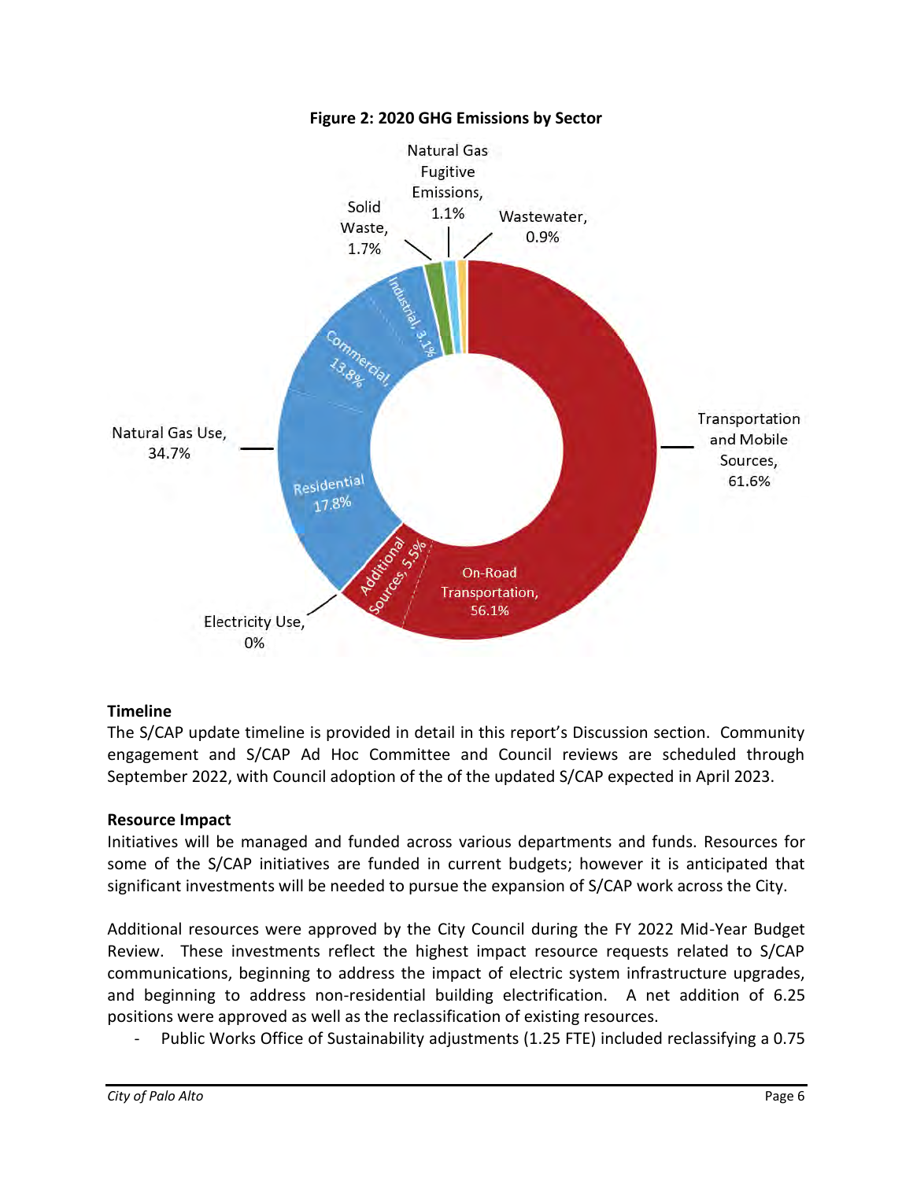**Figure 2: 2020 GHG Emissions by Sector**

Natural Gas Fugitive Emissions, 1.1%

Solid Waste, 1.7%

Wastewater, 0.9%

Industrial, 3.1%

Commercial, 13.8%

Natural Gas Use, 34.7%

Transportation and Mobile Sources, 61.6%

Residential 17.8%

Additional Sources, 5.5%

On-Road Transportation, 56.1%

Electricity Use, 0%

**Timeline**

The S/CAP update timeline is provided in detail in this report's Discussion section. Community engagement and S/CAP Ad Hoc Committee and Council reviews are scheduled through September 2022, with Council adoption of the of the updated S/CAP expected in April 2023.

**Resource Impact**

Initiatives will be managed and funded across various departments and funds. Resources for some of the S/CAP initiatives are funded in current budgets; however it is anticipated that significant investments will be needed to pursue the expansion of S/CAP work across the City.

Additional resources were approved by the City Council during the FY 2022 Mid-Year Budget Review. These investments reflect the highest impact resource requests related to S/CAP communications, beginning to address the impact of electric system infrastructure upgrades, and beginning to address non-residential building electrification. A net addition of 6.25 positions were approved as well as the reclassification of existing resources.

- Public Works Office of Sustainability adjustments (1.25 FTE) included reclassifying a 0.75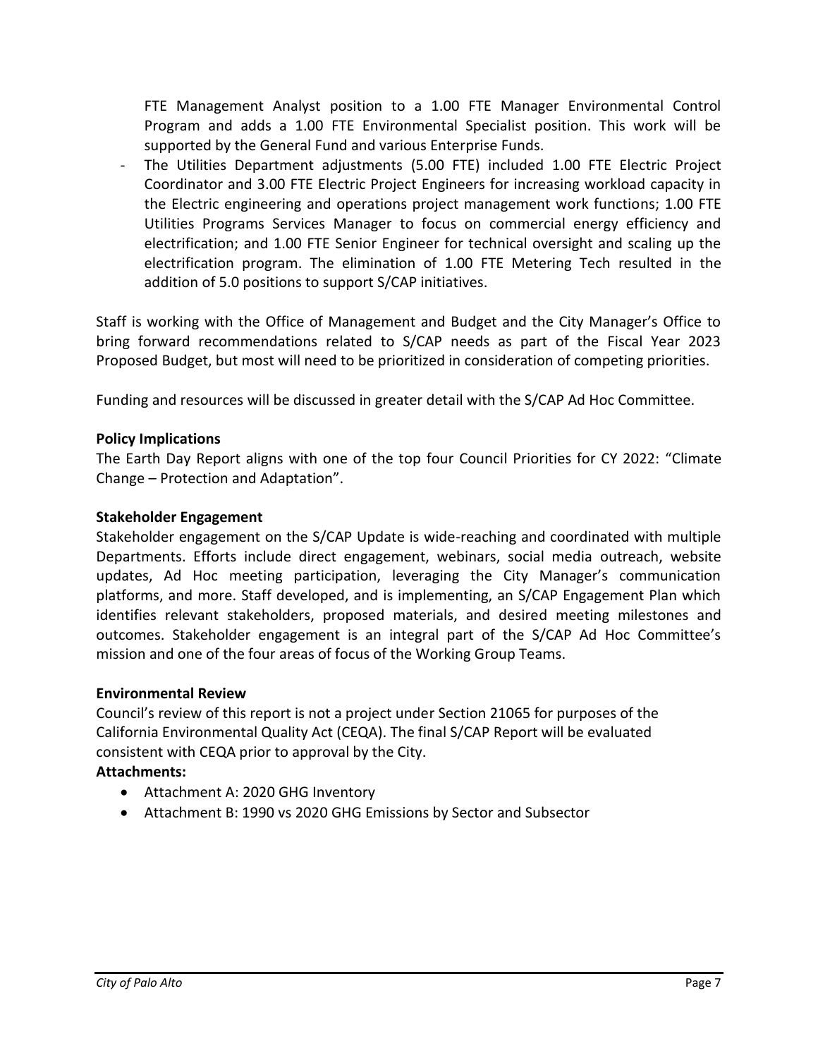FTE Management Analyst position to a 1.00 FTE Manager Environmental Control Program and adds a 1.00 FTE Environmental Specialist position. This work will be supported by the General Fund and various Enterprise Funds.

- The Utilities Department adjustments (5.00 FTE) included 1.00 FTE Electric Project Coordinator and 3.00 FTE Electric Project Engineers for increasing workload capacity in the Electric engineering and operations project management work functions; 1.00 FTE Utilities Programs Services Manager to focus on commercial energy efficiency and electrification; and 1.00 FTE Senior Engineer for technical oversight and scaling up the electrification program. The elimination of 1.00 FTE Metering Tech resulted in the addition of 5.0 positions to support S/CAP initiatives.

Staff is working with the Office of Management and Budget and the City Manager's Office to bring forward recommendations related to S/CAP needs as part of the Fiscal Year 2023 Proposed Budget, but most will need to be prioritized in consideration of competing priorities.

Funding and resources will be discussed in greater detail with the S/CAP Ad Hoc Committee.

**Policy Implications**

The Earth Day Report aligns with one of the top four Council Priorities for CY 2022: "Climate Change – Protection and Adaptation".

**Stakeholder Engagement**

Stakeholder engagement on the S/CAP Update is wide-reaching and coordinated with multiple Departments. Efforts include direct engagement, webinars, social media outreach, website updates, Ad Hoc meeting participation, leveraging the City Manager's communication platforms, and more. Staff developed, and is implementing, an S/CAP Engagement Plan which identifies relevant stakeholders, proposed materials, and desired meeting milestones and outcomes. Stakeholder engagement is an integral part of the S/CAP Ad Hoc Committee's mission and one of the four areas of focus of the Working Group Teams.

**Environmental Review**

Council's review of this report is not a project under Section 21065 for purposes of the California Environmental Quality Act (CEQA). The final S/CAP Report will be evaluated consistent with CEQA prior to approval by the City.

**Attachments:**

- Attachment A: 2020 GHG Inventory
- Attachment B: 1990 vs 2020 GHG Emissions by Sector and Subsector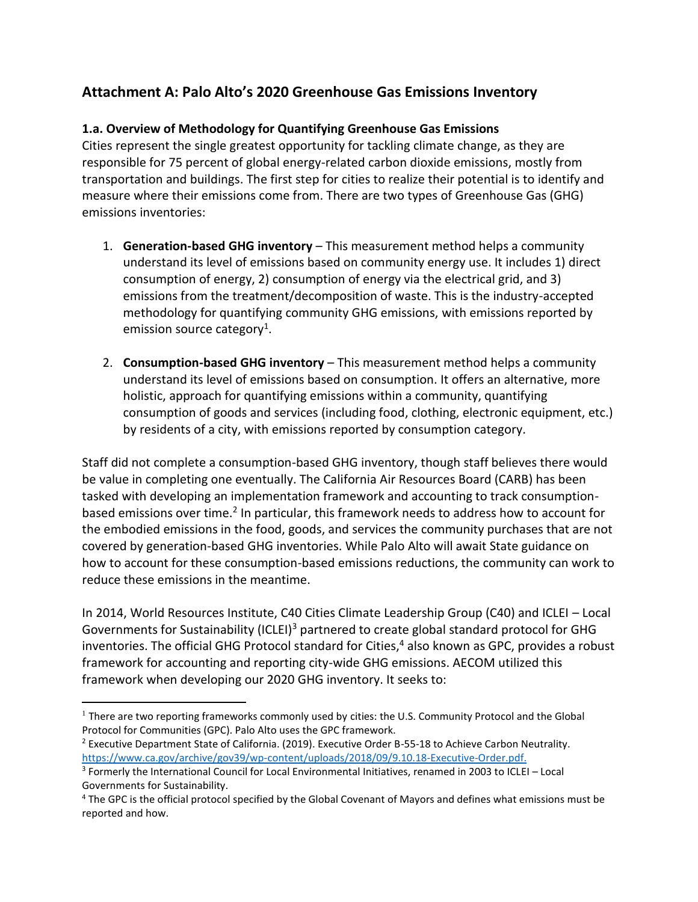## Attachment A: Palo Alto's 2020 Greenhouse Gas Emissions Inventory

### 1.a. Overview of Methodology for Quantifying Greenhouse Gas Emissions

Cities represent the single greatest opportunity for tackling climate change, as they are responsible for 75 percent of global energy-related carbon dioxide emissions, mostly from transportation and buildings. The first step for cities to realize their potential is to identify and measure where their emissions come from. There are two types of Greenhouse Gas (GHG) emissions inventories:

1. **Generation-based GHG inventory** – This measurement method helps a community understand its level of emissions based on community energy use. It includes 1) direct consumption of energy, 2) consumption of energy via the electrical grid, and 3) emissions from the treatment/decomposition of waste. This is the industry-accepted methodology for quantifying community GHG emissions, with emissions reported by emission source category[1].

2. **Consumption-based GHG inventory** – This measurement method helps a community understand its level of emissions based on consumption. It offers an alternative, more holistic, approach for quantifying emissions within a community, quantifying consumption of goods and services (including food, clothing, electronic equipment, etc.) by residents of a city, with emissions reported by consumption category.

Staff did not complete a consumption-based GHG inventory, though staff believes there would be value in completing one eventually. The California Air Resources Board (CARB) has been tasked with developing an implementation framework and accounting to track consumption-based emissions over time.[2] In particular, this framework needs to address how to account for the embodied emissions in the food, goods, and services the community purchases that are not covered by generation-based GHG inventories. While Palo Alto will await State guidance on how to account for these consumption-based emissions reductions, the community can work to reduce these emissions in the meantime.

In 2014, World Resources Institute, C40 Cities Climate Leadership Group (C40) and ICLEI – Local Governments for Sustainability (ICLEI)[3] partnered to create global standard protocol for GHG inventories. The official GHG Protocol standard for Cities,[4] also known as GPC, provides a robust framework for accounting and reporting city-wide GHG emissions. AECOM utilized this framework when developing our 2020 GHG inventory. It seeks to:

---

[1] There are two reporting frameworks commonly used by cities: the U.S. Community Protocol and the Global Protocol for Communities (GPC). Palo Alto uses the GPC framework.

[2] Executive Department State of California. (2019). Executive Order B-55-18 to Achieve Carbon Neutrality. https://www.ca.gov/archive/gov39/wp-content/uploads/2018/09/9.10.18-Executive-Order.pdf.

[3] Formerly the International Council for Local Environmental Initiatives, renamed in 2003 to ICLEI – Local Governments for Sustainability.

[4] The GPC is the official protocol specified by the Global Covenant of Mayors and defines what emissions must be reported and how.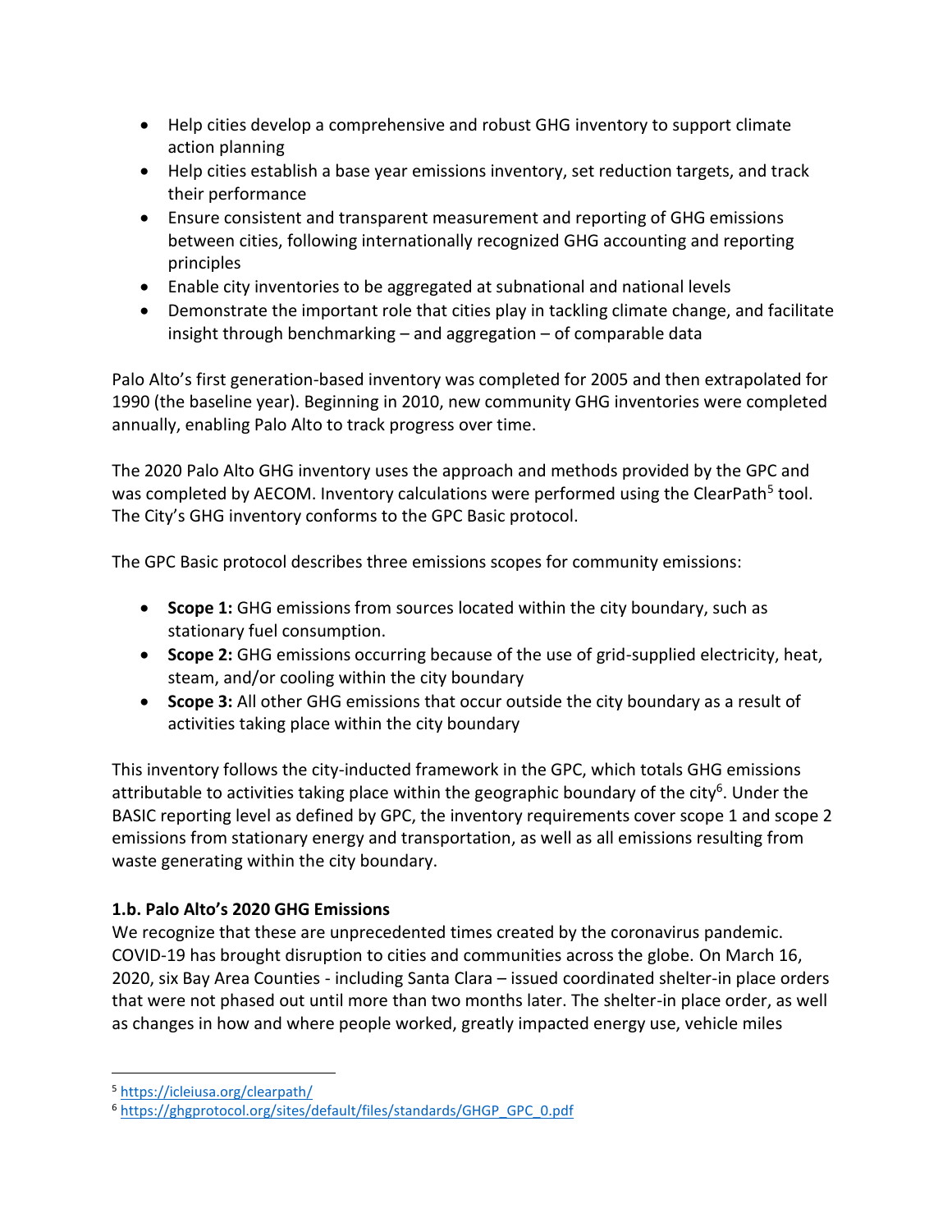- Help cities develop a comprehensive and robust GHG inventory to support climate action planning
- Help cities establish a base year emissions inventory, set reduction targets, and track their performance
- Ensure consistent and transparent measurement and reporting of GHG emissions between cities, following internationally recognized GHG accounting and reporting principles
- Enable city inventories to be aggregated at subnational and national levels
- Demonstrate the important role that cities play in tackling climate change, and facilitate insight through benchmarking – and aggregation – of comparable data

Palo Alto's first generation-based inventory was completed for 2005 and then extrapolated for 1990 (the baseline year). Beginning in 2010, new community GHG inventories were completed annually, enabling Palo Alto to track progress over time.

The 2020 Palo Alto GHG inventory uses the approach and methods provided by the GPC and was completed by AECOM. Inventory calculations were performed using the ClearPath[5] tool. The City's GHG inventory conforms to the GPC Basic protocol.

The GPC Basic protocol describes three emissions scopes for community emissions:

- **Scope 1:** GHG emissions from sources located within the city boundary, such as stationary fuel consumption.
- **Scope 2:** GHG emissions occurring because of the use of grid-supplied electricity, heat, steam, and/or cooling within the city boundary
- **Scope 3:** All other GHG emissions that occur outside the city boundary as a result of activities taking place within the city boundary

This inventory follows the city-inducted framework in the GPC, which totals GHG emissions attributable to activities taking place within the geographic boundary of the city[6]. Under the BASIC reporting level as defined by GPC, the inventory requirements cover scope 1 and scope 2 emissions from stationary energy and transportation, as well as all emissions resulting from waste generating within the city boundary.

### 1.b. Palo Alto's 2020 GHG Emissions

We recognize that these are unprecedented times created by the coronavirus pandemic. COVID-19 has brought disruption to cities and communities across the globe. On March 16, 2020, six Bay Area Counties - including Santa Clara – issued coordinated shelter-in place orders that were not phased out until more than two months later. The shelter-in place order, as well as changes in how and where people worked, greatly impacted energy use, vehicle miles

---

[5] https://icleiusa.org/clearpath/

[6] https://ghgprotocol.org/sites/default/files/standards/GHGP_GPC_0.pdf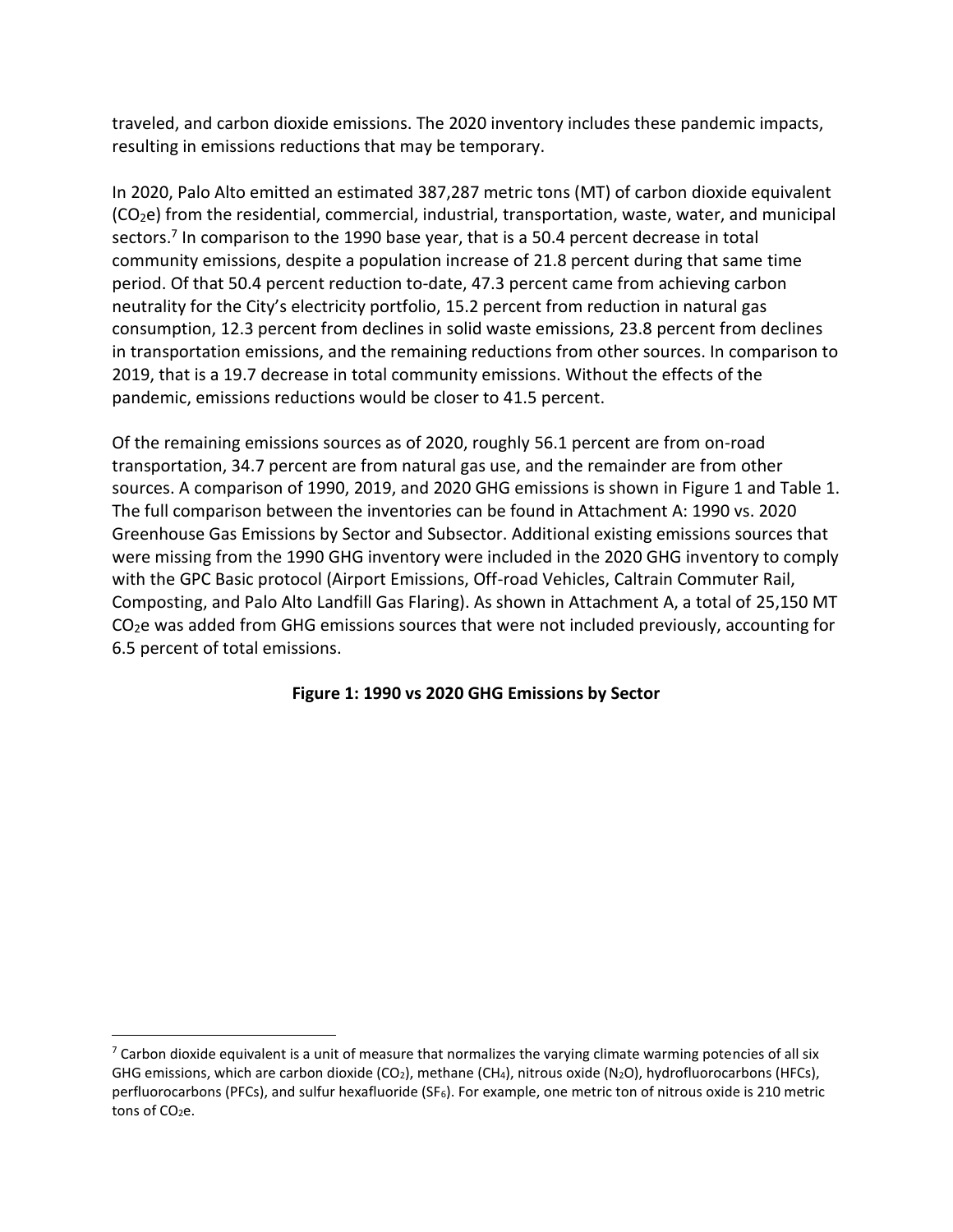traveled, and carbon dioxide emissions. The 2020 inventory includes these pandemic impacts, resulting in emissions reductions that may be temporary.

In 2020, Palo Alto emitted an estimated 387,287 metric tons (MT) of carbon dioxide equivalent ($CO_2e$) from the residential, commercial, industrial, transportation, waste, water, and municipal sectors.[7] In comparison to the 1990 base year, that is a 50.4 percent decrease in total community emissions, despite a population increase of 21.8 percent during that same time period. Of that 50.4 percent reduction to-date, 47.3 percent came from achieving carbon neutrality for the City's electricity portfolio, 15.2 percent from reduction in natural gas consumption, 12.3 percent from declines in solid waste emissions, 23.8 percent from declines in transportation emissions, and the remaining reductions from other sources. In comparison to 2019, that is a 19.7 decrease in total community emissions. Without the effects of the pandemic, emissions reductions would be closer to 41.5 percent.

Of the remaining emissions sources as of 2020, roughly 56.1 percent are from on-road transportation, 34.7 percent are from natural gas use, and the remainder are from other sources. A comparison of 1990, 2019, and 2020 GHG emissions is shown in Figure 1 and Table 1. The full comparison between the inventories can be found in Attachment A: 1990 vs. 2020 Greenhouse Gas Emissions by Sector and Subsector. Additional existing emissions sources that were missing from the 1990 GHG inventory were included in the 2020 GHG inventory to comply with the GPC Basic protocol (Airport Emissions, Off-road Vehicles, Caltrain Commuter Rail, Composting, and Palo Alto Landfill Gas Flaring). As shown in Attachment A, a total of 25,150 MT $CO_2e$ was added from GHG emissions sources that were not included previously, accounting for 6.5 percent of total emissions.

**Figure 1: 1990 vs 2020 GHG Emissions by Sector**

[7] Carbon dioxide equivalent is a unit of measure that normalizes the varying climate warming potencies of all six GHG emissions, which are carbon dioxide ($CO_2$), methane ($CH_4$), nitrous oxide ($N_2O$), hydrofluorocarbons (HFCs), perfluorocarbons (PFCs), and sulfur hexafluoride ($SF_6$). For example, one metric ton of nitrous oxide is 210 metric tons of $CO_2e$.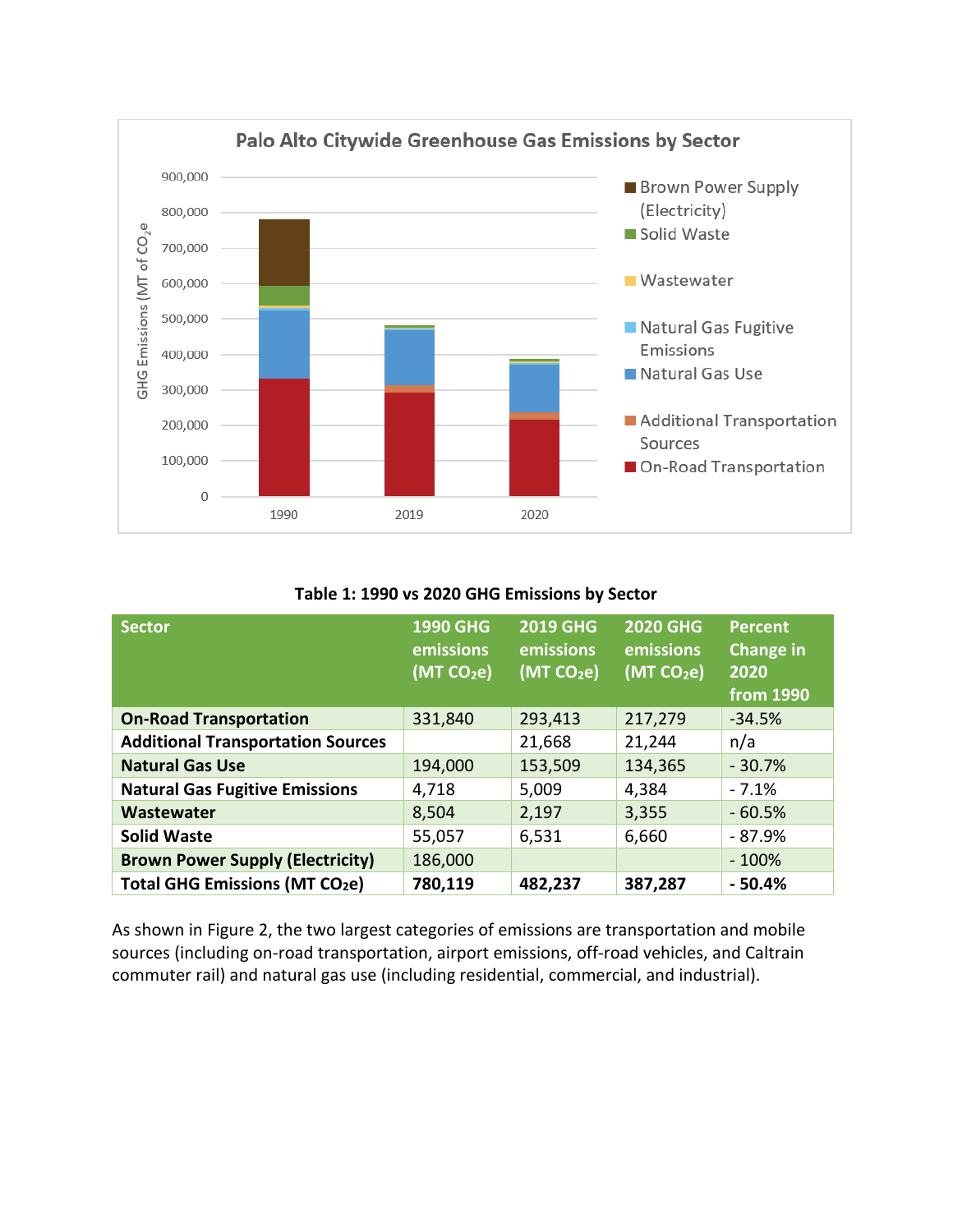**Palo Alto Citywide Greenhouse Gas Emissions by Sector**

**Table 1: 1990 vs 2020 GHG Emissions by Sector**

| Sector | 1990 GHG emissions (MT $CO_2e$) | 2019 GHG emissions (MT $CO_2e$) | 2020 GHG emissions (MT $CO_2e$) | Percent Change in 2020 from 1990 |
|---|---|---|---|---|
| **On-Road Transportation** | 331,840 | 293,413 | 217,279 | -34.5% |
| **Additional Transportation Sources** | | 21,668 | 21,244 | n/a |
| **Natural Gas Use** | 194,000 | 153,509 | 134,365 | - 30.7% |
| **Natural Gas Fugitive Emissions** | 4,718 | 5,009 | 4,384 | - 7.1% |
| **Wastewater** | 8,504 | 2,197 | 3,355 | - 60.5% |
| **Solid Waste** | 55,057 | 6,531 | 6,660 | - 87.9% |
| **Brown Power Supply (Electricity)** | 186,000 | | | - 100% |
| **Total GHG Emissions (MT $CO_2e$)** | **780,119** | **482,237** | **387,287** | **- 50.4%** |

As shown in Figure 2, the two largest categories of emissions are transportation and mobile sources (including on-road transportation, airport emissions, off-road vehicles, and Caltrain commuter rail) and natural gas use (including residential, commercial, and industrial).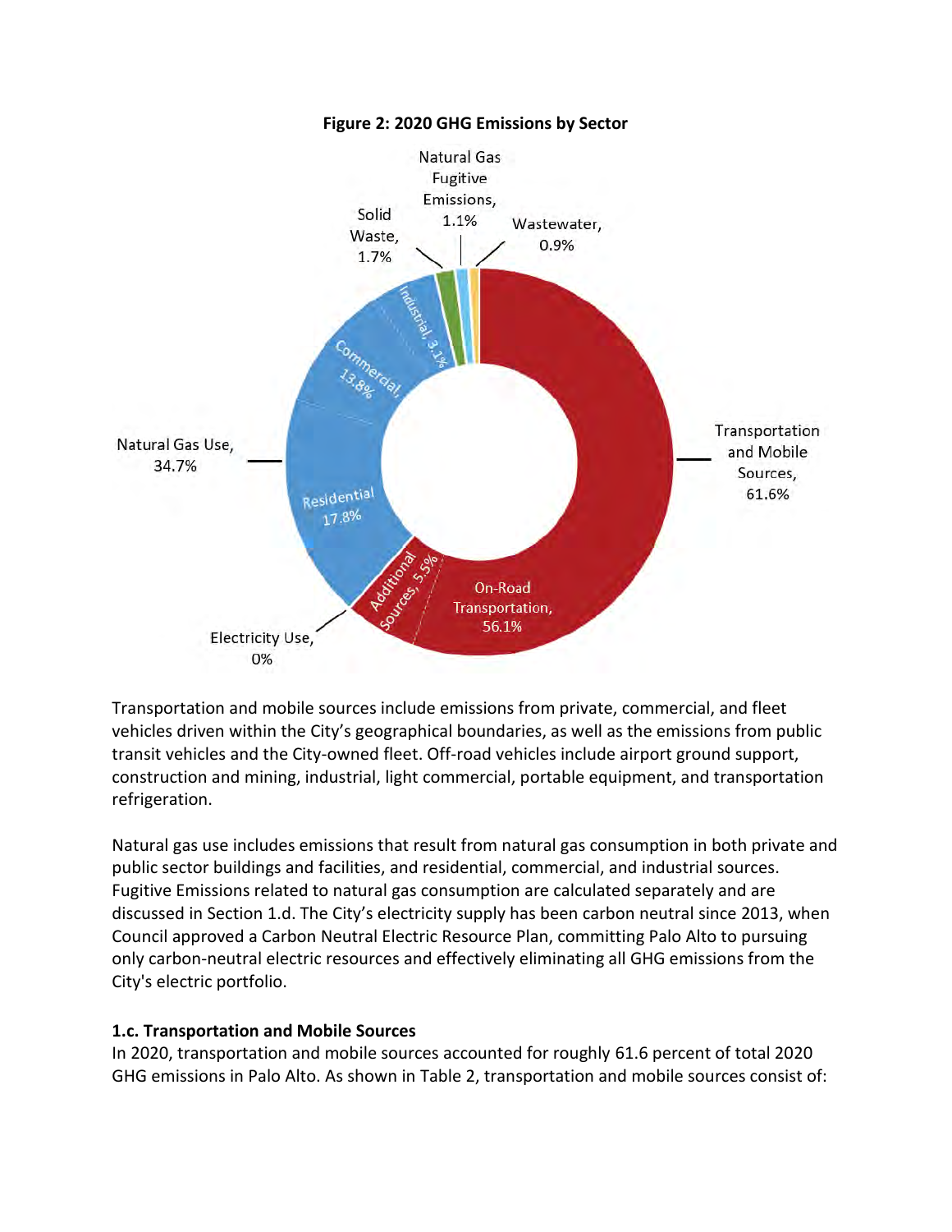**Figure 2: 2020 GHG Emissions by Sector**

Transportation and mobile sources include emissions from private, commercial, and fleet vehicles driven within the City's geographical boundaries, as well as the emissions from public transit vehicles and the City-owned fleet. Off-road vehicles include airport ground support, construction and mining, industrial, light commercial, portable equipment, and transportation refrigeration.

Natural gas use includes emissions that result from natural gas consumption in both private and public sector buildings and facilities, and residential, commercial, and industrial sources. Fugitive Emissions related to natural gas consumption are calculated separately and are discussed in Section 1.d. The City's electricity supply has been carbon neutral since 2013, when Council approved a Carbon Neutral Electric Resource Plan, committing Palo Alto to pursuing only carbon-neutral electric resources and effectively eliminating all GHG emissions from the City's electric portfolio.

### 1.c. Transportation and Mobile Sources

In 2020, transportation and mobile sources accounted for roughly 61.6 percent of total 2020 GHG emissions in Palo Alto. As shown in Table 2, transportation and mobile sources consist of: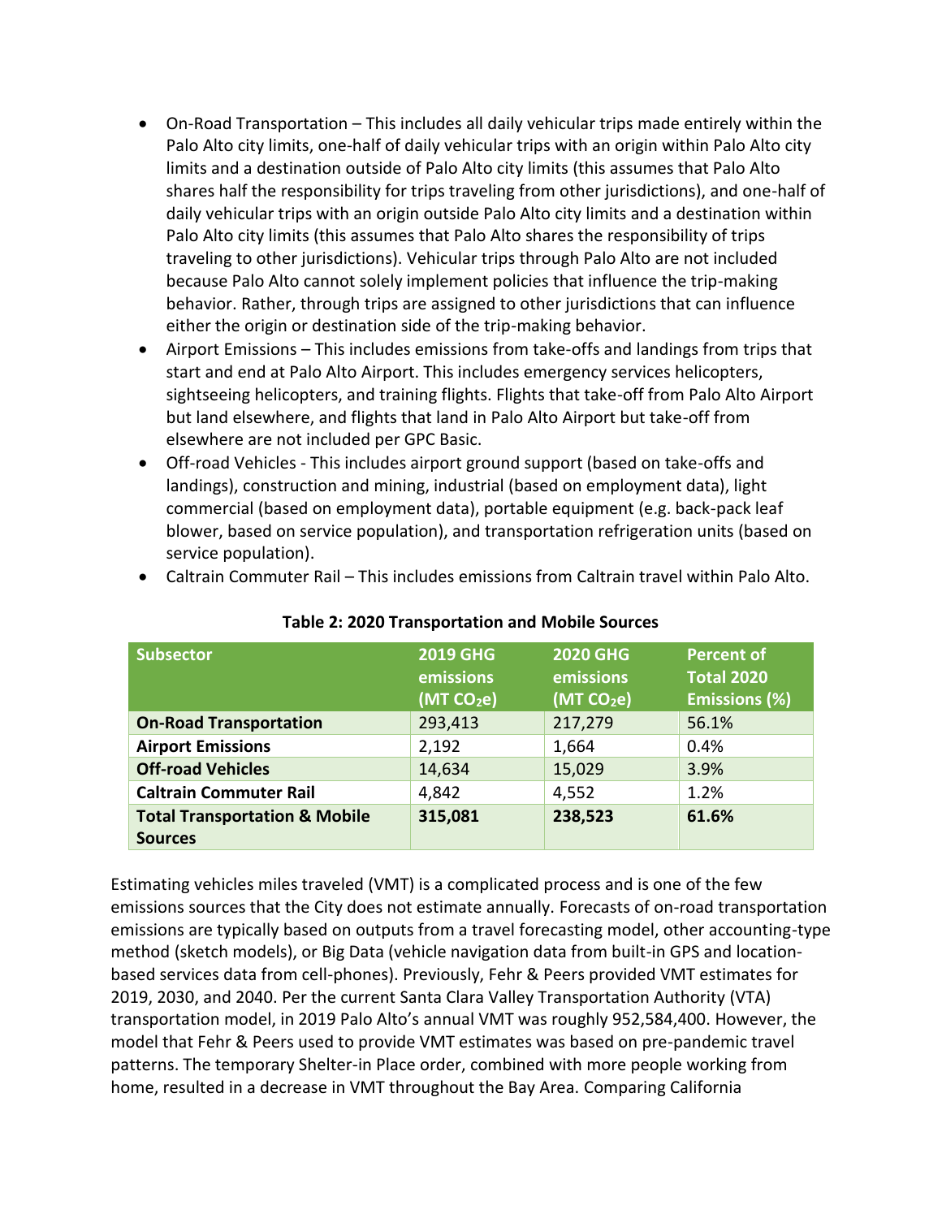- On-Road Transportation – This includes all daily vehicular trips made entirely within the Palo Alto city limits, one-half of daily vehicular trips with an origin within Palo Alto city limits and a destination outside of Palo Alto city limits (this assumes that Palo Alto shares half the responsibility for trips traveling from other jurisdictions), and one-half of daily vehicular trips with an origin outside Palo Alto city limits and a destination within Palo Alto city limits (this assumes that Palo Alto shares the responsibility of trips traveling to other jurisdictions). Vehicular trips through Palo Alto are not included because Palo Alto cannot solely implement policies that influence the trip-making behavior. Rather, through trips are assigned to other jurisdictions that can influence either the origin or destination side of the trip-making behavior.
- Airport Emissions – This includes emissions from take-offs and landings from trips that start and end at Palo Alto Airport. This includes emergency services helicopters, sightseeing helicopters, and training flights. Flights that take-off from Palo Alto Airport but land elsewhere, and flights that land in Palo Alto Airport but take-off from elsewhere are not included per GPC Basic.
- Off-road Vehicles - This includes airport ground support (based on take-offs and landings), construction and mining, industrial (based on employment data), light commercial (based on employment data), portable equipment (e.g. back-pack leaf blower, based on service population), and transportation refrigeration units (based on service population).
- Caltrain Commuter Rail – This includes emissions from Caltrain travel within Palo Alto.

**Table 2: 2020 Transportation and Mobile Sources**

| Subsector | 2019 GHG emissions (MT $CO_2e$) | 2020 GHG emissions (MT $CO_2e$) | Percent of Total 2020 Emissions (%) |
|---|---|---|---|
| **On-Road Transportation** | 293,413 | 217,279 | 56.1% |
| **Airport Emissions** | 2,192 | 1,664 | 0.4% |
| **Off-road Vehicles** | 14,634 | 15,029 | 3.9% |
| **Caltrain Commuter Rail** | 4,842 | 4,552 | 1.2% |
| **Total Transportation & Mobile Sources** | **315,081** | **238,523** | **61.6%** |

Estimating vehicles miles traveled (VMT) is a complicated process and is one of the few emissions sources that the City does not estimate annually. Forecasts of on-road transportation emissions are typically based on outputs from a travel forecasting model, other accounting-type method (sketch models), or Big Data (vehicle navigation data from built-in GPS and location-based services data from cell-phones). Previously, Fehr & Peers provided VMT estimates for 2019, 2030, and 2040. Per the current Santa Clara Valley Transportation Authority (VTA) transportation model, in 2019 Palo Alto's annual VMT was roughly 952,584,400. However, the model that Fehr & Peers used to provide VMT estimates was based on pre-pandemic travel patterns. The temporary Shelter-in Place order, combined with more people working from home, resulted in a decrease in VMT throughout the Bay Area. Comparing California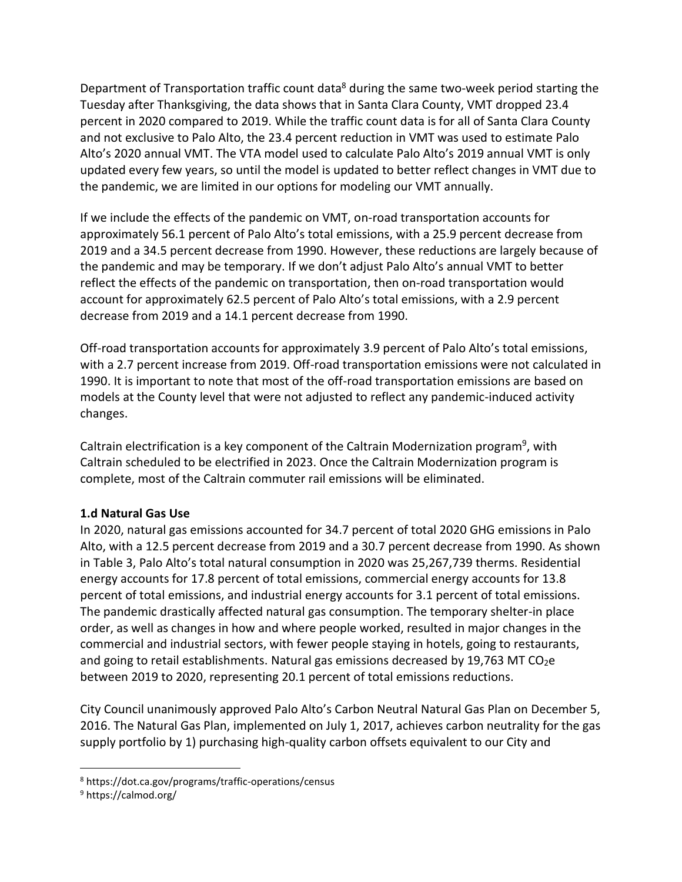Department of Transportation traffic count data[8] during the same two-week period starting the Tuesday after Thanksgiving, the data shows that in Santa Clara County, VMT dropped 23.4 percent in 2020 compared to 2019. While the traffic count data is for all of Santa Clara County and not exclusive to Palo Alto, the 23.4 percent reduction in VMT was used to estimate Palo Alto's 2020 annual VMT. The VTA model used to calculate Palo Alto's 2019 annual VMT is only updated every few years, so until the model is updated to better reflect changes in VMT due to the pandemic, we are limited in our options for modeling our VMT annually.

If we include the effects of the pandemic on VMT, on-road transportation accounts for approximately 56.1 percent of Palo Alto's total emissions, with a 25.9 percent decrease from 2019 and a 34.5 percent decrease from 1990. However, these reductions are largely because of the pandemic and may be temporary. If we don't adjust Palo Alto's annual VMT to better reflect the effects of the pandemic on transportation, then on-road transportation would account for approximately 62.5 percent of Palo Alto's total emissions, with a 2.9 percent decrease from 2019 and a 14.1 percent decrease from 1990.

Off-road transportation accounts for approximately 3.9 percent of Palo Alto's total emissions, with a 2.7 percent increase from 2019. Off-road transportation emissions were not calculated in 1990. It is important to note that most of the off-road transportation emissions are based on models at the County level that were not adjusted to reflect any pandemic-induced activity changes.

Caltrain electrification is a key component of the Caltrain Modernization program[9], with Caltrain scheduled to be electrified in 2023. Once the Caltrain Modernization program is complete, most of the Caltrain commuter rail emissions will be eliminated.

**1.d Natural Gas Use**

In 2020, natural gas emissions accounted for 34.7 percent of total 2020 GHG emissions in Palo Alto, with a 12.5 percent decrease from 2019 and a 30.7 percent decrease from 1990. As shown in Table 3, Palo Alto's total natural consumption in 2020 was 25,267,739 therms. Residential energy accounts for 17.8 percent of total emissions, commercial energy accounts for 13.8 percent of total emissions, and industrial energy accounts for 3.1 percent of total emissions. The pandemic drastically affected natural gas consumption. The temporary shelter-in place order, as well as changes in how and where people worked, resulted in major changes in the commercial and industrial sectors, with fewer people staying in hotels, going to restaurants, and going to retail establishments. Natural gas emissions decreased by 19,763 MT $CO_2e$ between 2019 to 2020, representing 20.1 percent of total emissions reductions.

City Council unanimously approved Palo Alto's Carbon Neutral Natural Gas Plan on December 5, 2016. The Natural Gas Plan, implemented on July 1, 2017, achieves carbon neutrality for the gas supply portfolio by 1) purchasing high-quality carbon offsets equivalent to our City and

[8] https://dot.ca.gov/programs/traffic-operations/census

[9] https://calmod.org/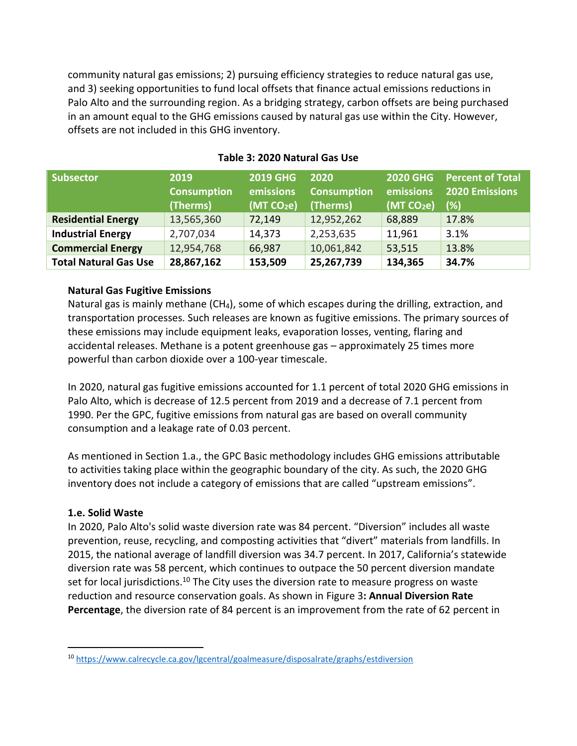community natural gas emissions; 2) pursuing efficiency strategies to reduce natural gas use, and 3) seeking opportunities to fund local offsets that finance actual emissions reductions in Palo Alto and the surrounding region. As a bridging strategy, carbon offsets are being purchased in an amount equal to the GHG emissions caused by natural gas use within the City. However, offsets are not included in this GHG inventory.

**Table 3: 2020 Natural Gas Use**

| Subsector | 2019 Consumption (Therms) | 2019 GHG emissions (MT $CO_2e$) | 2020 Consumption (Therms) | 2020 GHG emissions (MT $CO_2e$) | Percent of Total 2020 Emissions (%) |
|---|---|---|---|---|---|
| **Residential Energy** | 13,565,360 | 72,149 | 12,952,262 | 68,889 | 17.8% |
| **Industrial Energy** | 2,707,034 | 14,373 | 2,253,635 | 11,961 | 3.1% |
| **Commercial Energy** | 12,954,768 | 66,987 | 10,061,842 | 53,515 | 13.8% |
| **Total Natural Gas Use** | **28,867,162** | **153,509** | **25,267,739** | **134,365** | **34.7%** |

**Natural Gas Fugitive Emissions**

Natural gas is mainly methane ($CH_4$), some of which escapes during the drilling, extraction, and transportation processes. Such releases are known as fugitive emissions. The primary sources of these emissions may include equipment leaks, evaporation losses, venting, flaring and accidental releases. Methane is a potent greenhouse gas – approximately 25 times more powerful than carbon dioxide over a 100-year timescale.

In 2020, natural gas fugitive emissions accounted for 1.1 percent of total 2020 GHG emissions in Palo Alto, which is decrease of 12.5 percent from 2019 and a decrease of 7.1 percent from 1990. Per the GPC, fugitive emissions from natural gas are based on overall community consumption and a leakage rate of 0.03 percent.

As mentioned in Section 1.a., the GPC Basic methodology includes GHG emissions attributable to activities taking place within the geographic boundary of the city. As such, the 2020 GHG inventory does not include a category of emissions that are called "upstream emissions".

### 1.e. Solid Waste

In 2020, Palo Alto's solid waste diversion rate was 84 percent. "Diversion" includes all waste prevention, reuse, recycling, and composting activities that "divert" materials from landfills. In 2015, the national average of landfill diversion was 34.7 percent. In 2017, California's statewide diversion rate was 58 percent, which continues to outpace the 50 percent diversion mandate set for local jurisdictions.[10] The City uses the diversion rate to measure progress on waste reduction and resource conservation goals. As shown in Figure 3**: Annual Diversion Rate Percentage**, the diversion rate of 84 percent is an improvement from the rate of 62 percent in

[10] https://www.calrecycle.ca.gov/lgcentral/goalmeasure/disposalrate/graphs/estdiversion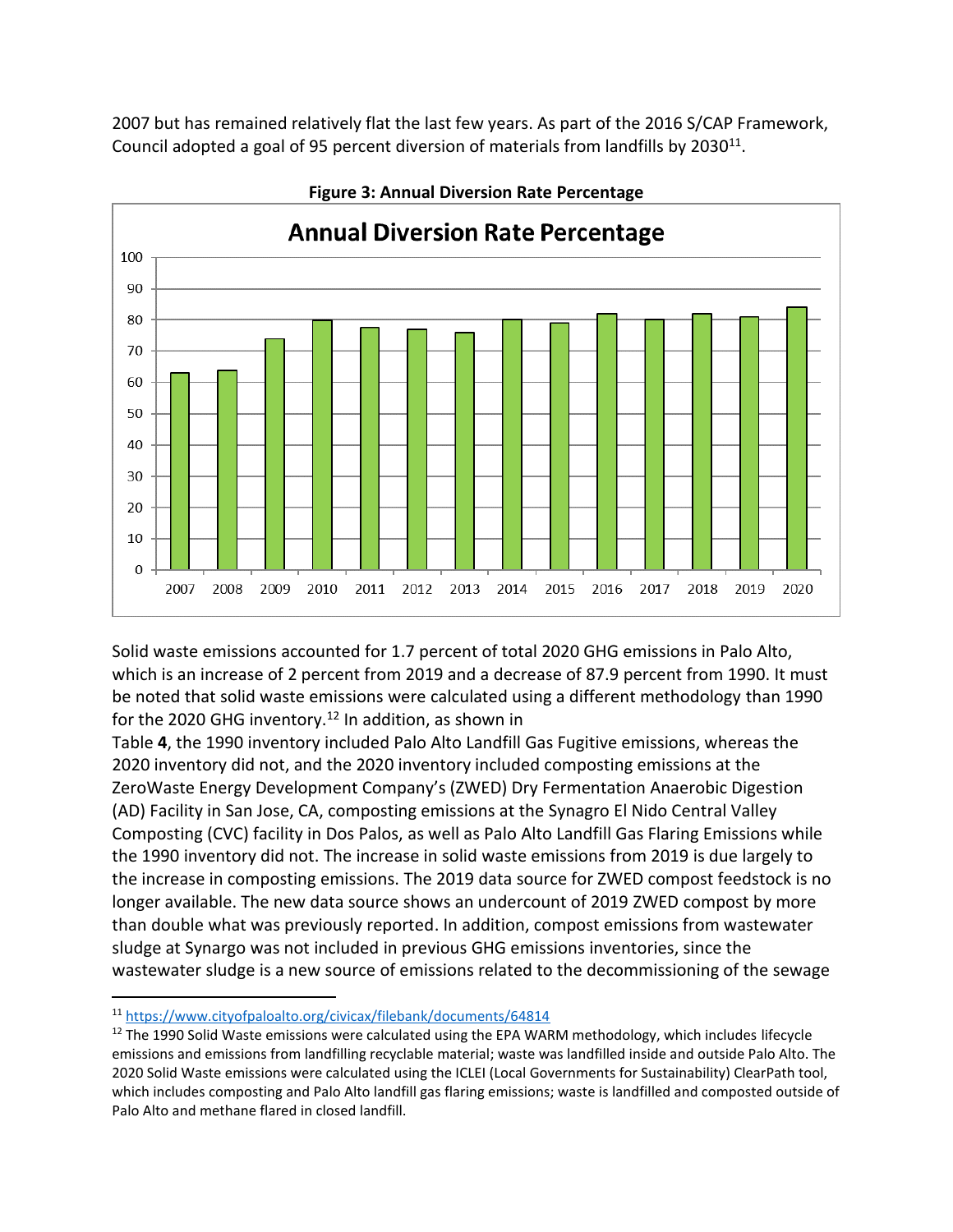2007 but has remained relatively flat the last few years. As part of the 2016 S/CAP Framework, Council adopted a goal of 95 percent diversion of materials from landfills by 2030[11].

**Figure 3: Annual Diversion Rate Percentage**

Solid waste emissions accounted for 1.7 percent of total 2020 GHG emissions in Palo Alto, which is an increase of 2 percent from 2019 and a decrease of 87.9 percent from 1990. It must be noted that solid waste emissions were calculated using a different methodology than 1990 for the 2020 GHG inventory.[12] In addition, as shown in Table **4**, the 1990 inventory included Palo Alto Landfill Gas Fugitive emissions, whereas the 2020 inventory did not, and the 2020 inventory included composting emissions at the ZeroWaste Energy Development Company's (ZWED) Dry Fermentation Anaerobic Digestion (AD) Facility in San Jose, CA, composting emissions at the Synagro El Nido Central Valley Composting (CVC) facility in Dos Palos, as well as Palo Alto Landfill Gas Flaring Emissions while the 1990 inventory did not. The increase in solid waste emissions from 2019 is due largely to the increase in composting emissions. The 2019 data source for ZWED compost feedstock is no longer available. The new data source shows an undercount of 2019 ZWED compost by more than double what was previously reported. In addition, compost emissions from wastewater sludge at Synargo was not included in previous GHG emissions inventories, since the wastewater sludge is a new source of emissions related to the decommissioning of the sewage

[11] https://www.cityofpaloalto.org/civicax/filebank/documents/64814

[12] The 1990 Solid Waste emissions were calculated using the EPA WARM methodology, which includes lifecycle emissions and emissions from landfilling recyclable material; waste was landfilled inside and outside Palo Alto. The 2020 Solid Waste emissions were calculated using the ICLEI (Local Governments for Sustainability) ClearPath tool, which includes composting and Palo Alto landfill gas flaring emissions; waste is landfilled and composted outside of Palo Alto and methane flared in closed landfill.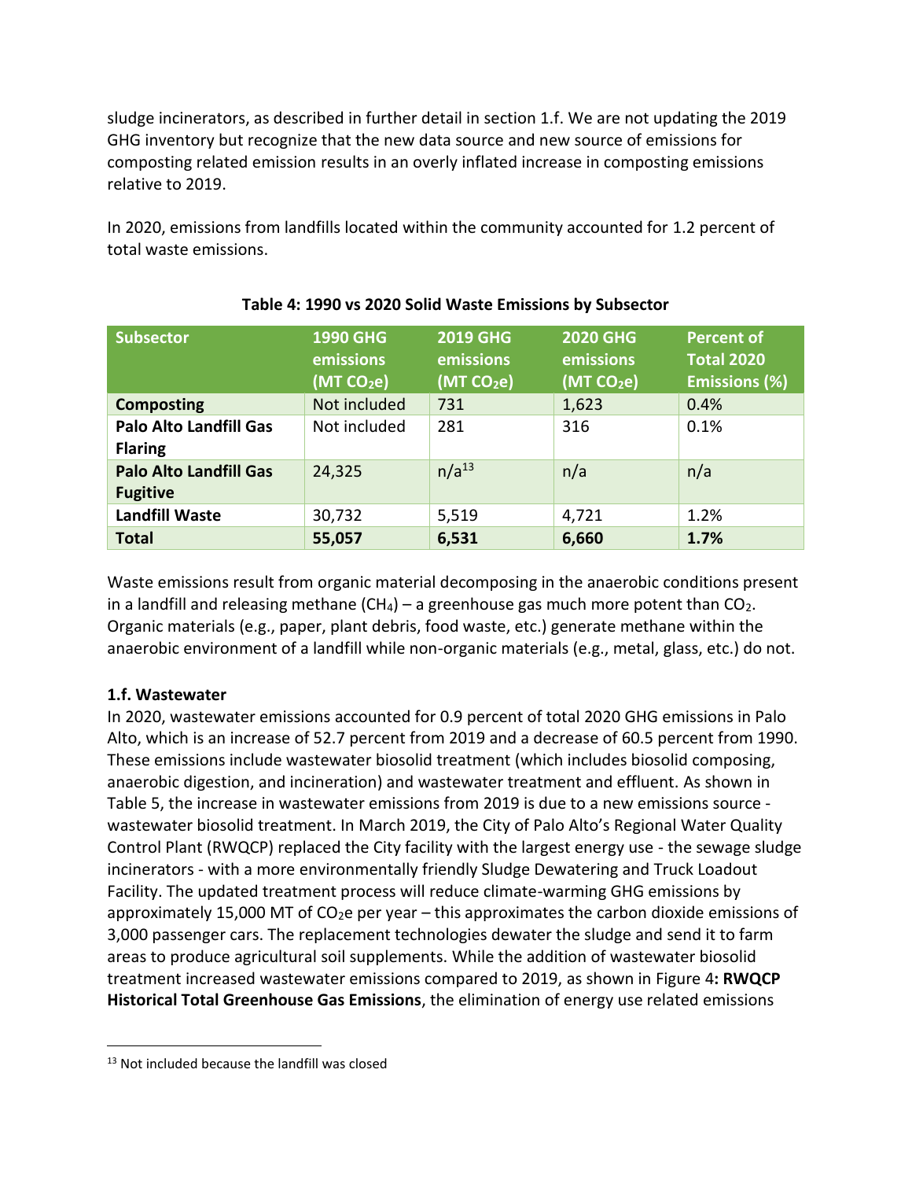sludge incinerators, as described in further detail in section 1.f. We are not updating the 2019 GHG inventory but recognize that the new data source and new source of emissions for composting related emission results in an overly inflated increase in composting emissions relative to 2019.

In 2020, emissions from landfills located within the community accounted for 1.2 percent of total waste emissions.

**Table 4: 1990 vs 2020 Solid Waste Emissions by Subsector**

| Subsector | 1990 GHG emissions (MT $CO_2e$) | 2019 GHG emissions (MT $CO_2e$) | 2020 GHG emissions (MT $CO_2e$) | Percent of Total 2020 Emissions (%) |
|---|---|---|---|---|
| **Composting** | Not included | 731 | 1,623 | 0.4% |
| **Palo Alto Landfill Gas Flaring** | Not included | 281 | 316 | 0.1% |
| **Palo Alto Landfill Gas Fugitive** | 24,325 | n/a[13] | n/a | n/a |
| **Landfill Waste** | 30,732 | 5,519 | 4,721 | 1.2% |
| **Total** | **55,057** | **6,531** | **6,660** | **1.7%** |

Waste emissions result from organic material decomposing in the anaerobic conditions present in a landfill and releasing methane ($CH_4$) – a greenhouse gas much more potent than $CO_2$. Organic materials (e.g., paper, plant debris, food waste, etc.) generate methane within the anaerobic environment of a landfill while non-organic materials (e.g., metal, glass, etc.) do not.

**1.f. Wastewater**

In 2020, wastewater emissions accounted for 0.9 percent of total 2020 GHG emissions in Palo Alto, which is an increase of 52.7 percent from 2019 and a decrease of 60.5 percent from 1990. These emissions include wastewater biosolid treatment (which includes biosolid composing, anaerobic digestion, and incineration) and wastewater treatment and effluent. As shown in Table 5, the increase in wastewater emissions from 2019 is due to a new emissions source - wastewater biosolid treatment. In March 2019, the City of Palo Alto's Regional Water Quality Control Plant (RWQCP) replaced the City facility with the largest energy use - the sewage sludge incinerators - with a more environmentally friendly Sludge Dewatering and Truck Loadout Facility. The updated treatment process will reduce climate-warming GHG emissions by approximately 15,000 MT of $CO_2e$ per year – this approximates the carbon dioxide emissions of 3,000 passenger cars. The replacement technologies dewater the sludge and send it to farm areas to produce agricultural soil supplements. While the addition of wastewater biosolid treatment increased wastewater emissions compared to 2019, as shown in Figure 4**: RWQCP Historical Total Greenhouse Gas Emissions**, the elimination of energy use related emissions

[13] Not included because the landfill was closed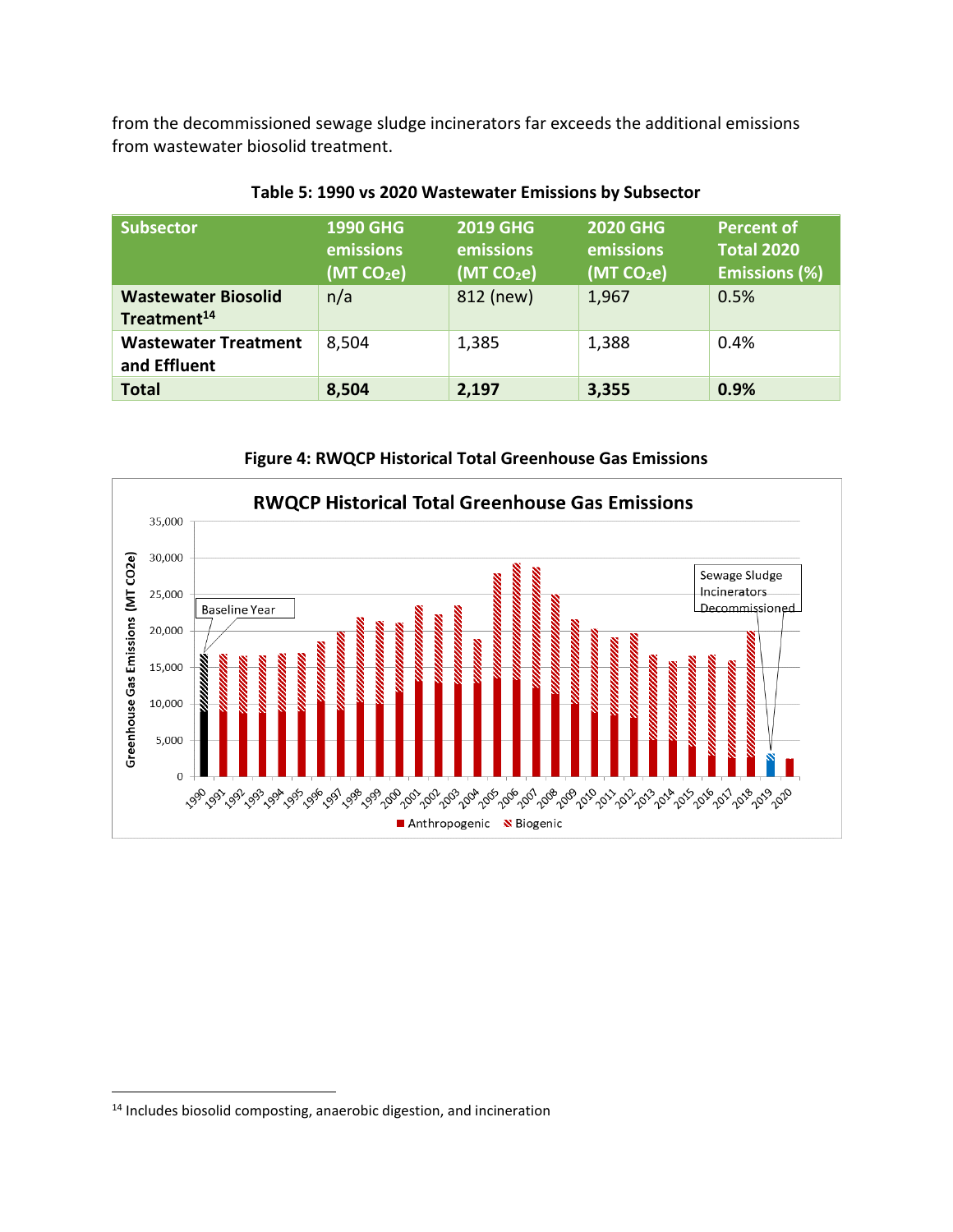from the decommissioned sewage sludge incinerators far exceeds the additional emissions from wastewater biosolid treatment.

**Table 5: 1990 vs 2020 Wastewater Emissions by Subsector**

| Subsector | 1990 GHG emissions (MT $CO_2$e) | 2019 GHG emissions (MT $CO_2$e) | 2020 GHG emissions (MT $CO_2$e) | Percent of Total 2020 Emissions (%) |
|---|---|---|---|---|
| **Wastewater Biosolid Treatment**[14] | n/a | 812 (new) | 1,967 | 0.5% |
| **Wastewater Treatment and Effluent** | 8,504 | 1,385 | 1,388 | 0.4% |
| **Total** | **8,504** | **2,197** | **3,355** | **0.9%** |

**Figure 4: RWQCP Historical Total Greenhouse Gas Emissions**

[14] Includes biosolid composting, anaerobic digestion, and incineration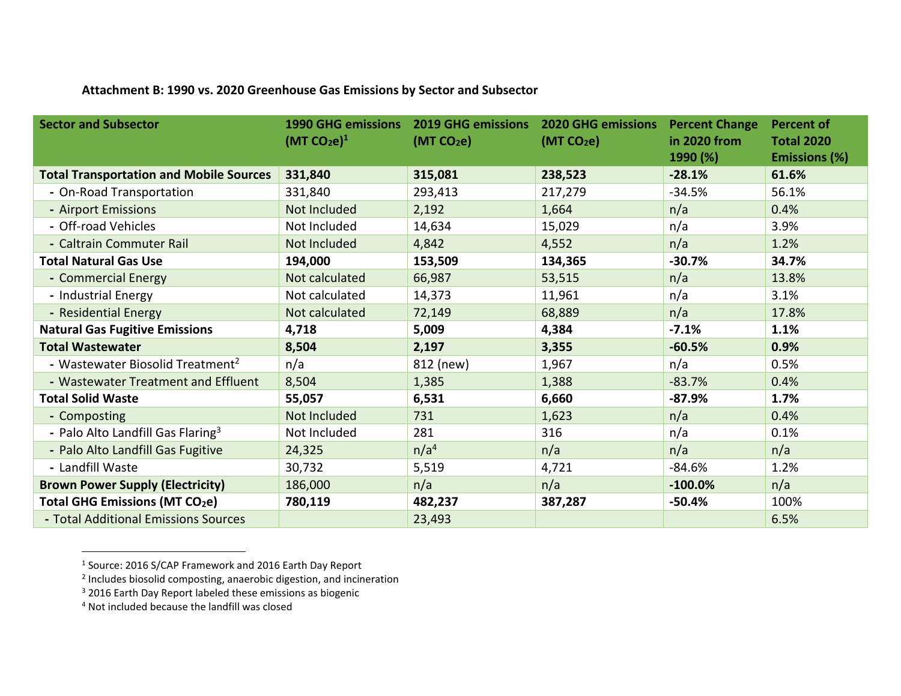**Attachment B: 1990 vs. 2020 Greenhouse Gas Emissions by Sector and Subsector**

| Sector and Subsector | 1990 GHG emissions ($MT\ CO_2e$)[1] | 2019 GHG emissions ($MT\ CO_2e$) | 2020 GHG emissions ($MT\ CO_2e$) | Percent Change in 2020 from 1990 (%) | Percent of Total 2020 Emissions (%) |
|---|---|---|---|---|---|
| **Total Transportation and Mobile Sources** | **331,840** | **315,081** | **238,523** | **-28.1%** | **61.6%** |
| - On-Road Transportation | 331,840 | 293,413 | 217,279 | -34.5% | 56.1% |
| - Airport Emissions | Not Included | 2,192 | 1,664 | n/a | 0.4% |
| - Off-road Vehicles | Not Included | 14,634 | 15,029 | n/a | 3.9% |
| - Caltrain Commuter Rail | Not Included | 4,842 | 4,552 | n/a | 1.2% |
| **Total Natural Gas Use** | **194,000** | **153,509** | **134,365** | **-30.7%** | **34.7%** |
| - Commercial Energy | Not calculated | 66,987 | 53,515 | n/a | 13.8% |
| - Industrial Energy | Not calculated | 14,373 | 11,961 | n/a | 3.1% |
| - Residential Energy | Not calculated | 72,149 | 68,889 | n/a | 17.8% |
| **Natural Gas Fugitive Emissions** | **4,718** | **5,009** | **4,384** | **-7.1%** | **1.1%** |
| **Total Wastewater** | **8,504** | **2,197** | **3,355** | **-60.5%** | **0.9%** |
| - Wastewater Biosolid Treatment[2] | n/a | 812 (new) | 1,967 | n/a | 0.5% |
| - Wastewater Treatment and Effluent | 8,504 | 1,385 | 1,388 | -83.7% | 0.4% |
| **Total Solid Waste** | **55,057** | **6,531** | **6,660** | **-87.9%** | **1.7%** |
| - Composting | Not Included | 731 | 1,623 | n/a | 0.4% |
| - Palo Alto Landfill Gas Flaring[3] | Not Included | 281 | 316 | n/a | 0.1% |
| - Palo Alto Landfill Gas Fugitive | 24,325 | n/a[4] | n/a | n/a | n/a |
| - Landfill Waste | 30,732 | 5,519 | 4,721 | -84.6% | 1.2% |
| **Brown Power Supply (Electricity)** | 186,000 | n/a | n/a | **-100.0%** | n/a |
| **Total GHG Emissions ($MT\ CO_2e$)** | **780,119** | **482,237** | **387,287** | **-50.4%** | 100% |
| - Total Additional Emissions Sources | | 23,493 | | | 6.5% |

[1] Source: 2016 S/CAP Framework and 2016 Earth Day Report

[2] Includes biosolid composting, anaerobic digestion, and incineration

[3] 2016 Earth Day Report labeled these emissions as biogenic

[4] Not included because the landfill was closed